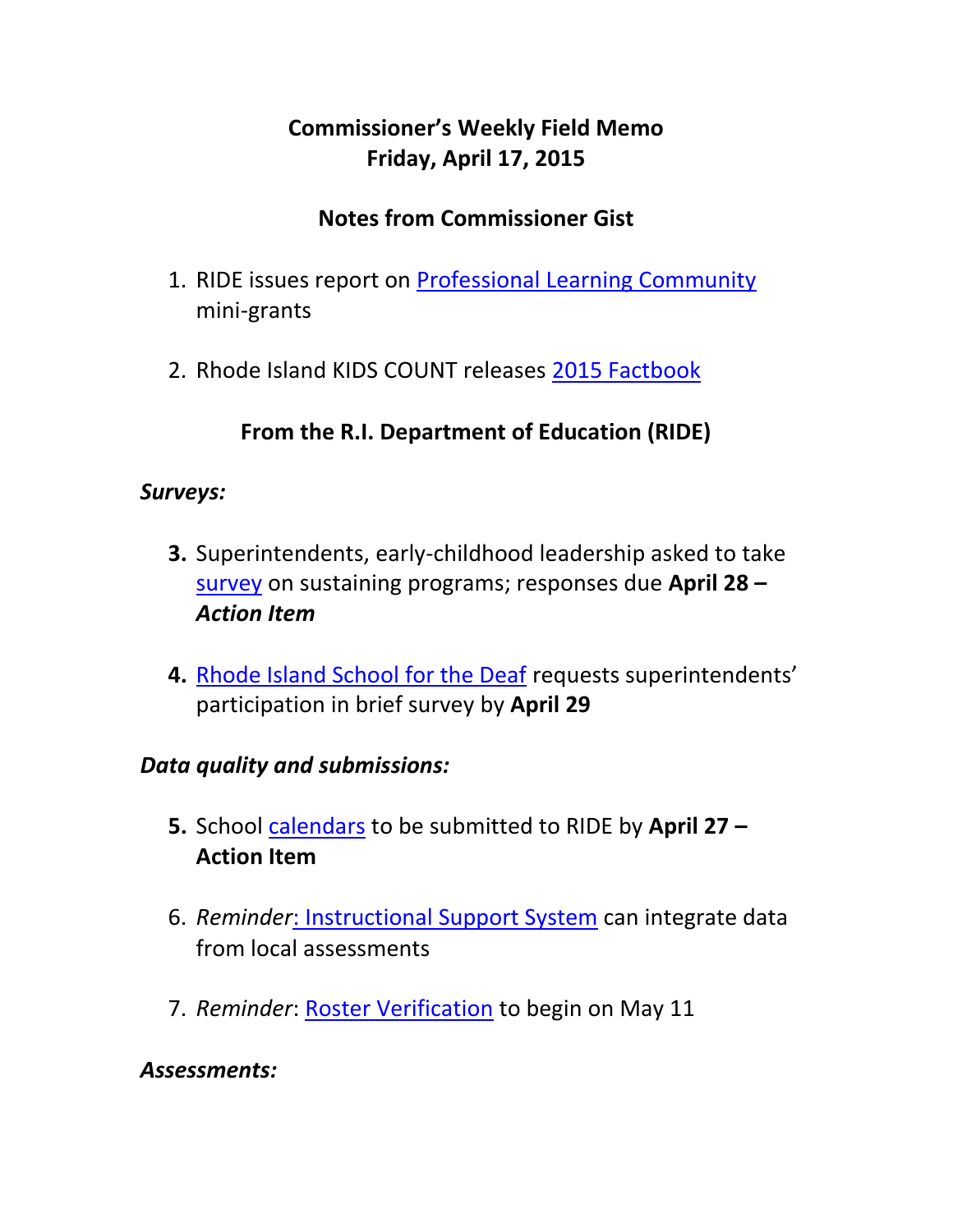# Commissioner's Weekly Field Memo
# Friday, April 17, 2015

## Notes from Commissioner Gist

1. RIDE issues report on Professional Learning Community mini-grants

2. Rhode Island KIDS COUNT releases 2015 Factbook

## From the R.I. Department of Education (RIDE)

### *Surveys:*

3. Superintendents, early-childhood leadership asked to take survey on sustaining programs; responses due **April 28 – *Action Item***

4. Rhode Island School for the Deaf requests superintendents' participation in brief survey by **April 29**

### *Data quality and submissions:*

5. School calendars to be submitted to RIDE by **April 27 – Action Item**

6. *Reminder*: Instructional Support System can integrate data from local assessments

7. *Reminder*: Roster Verification to begin on May 11

### *Assessments:*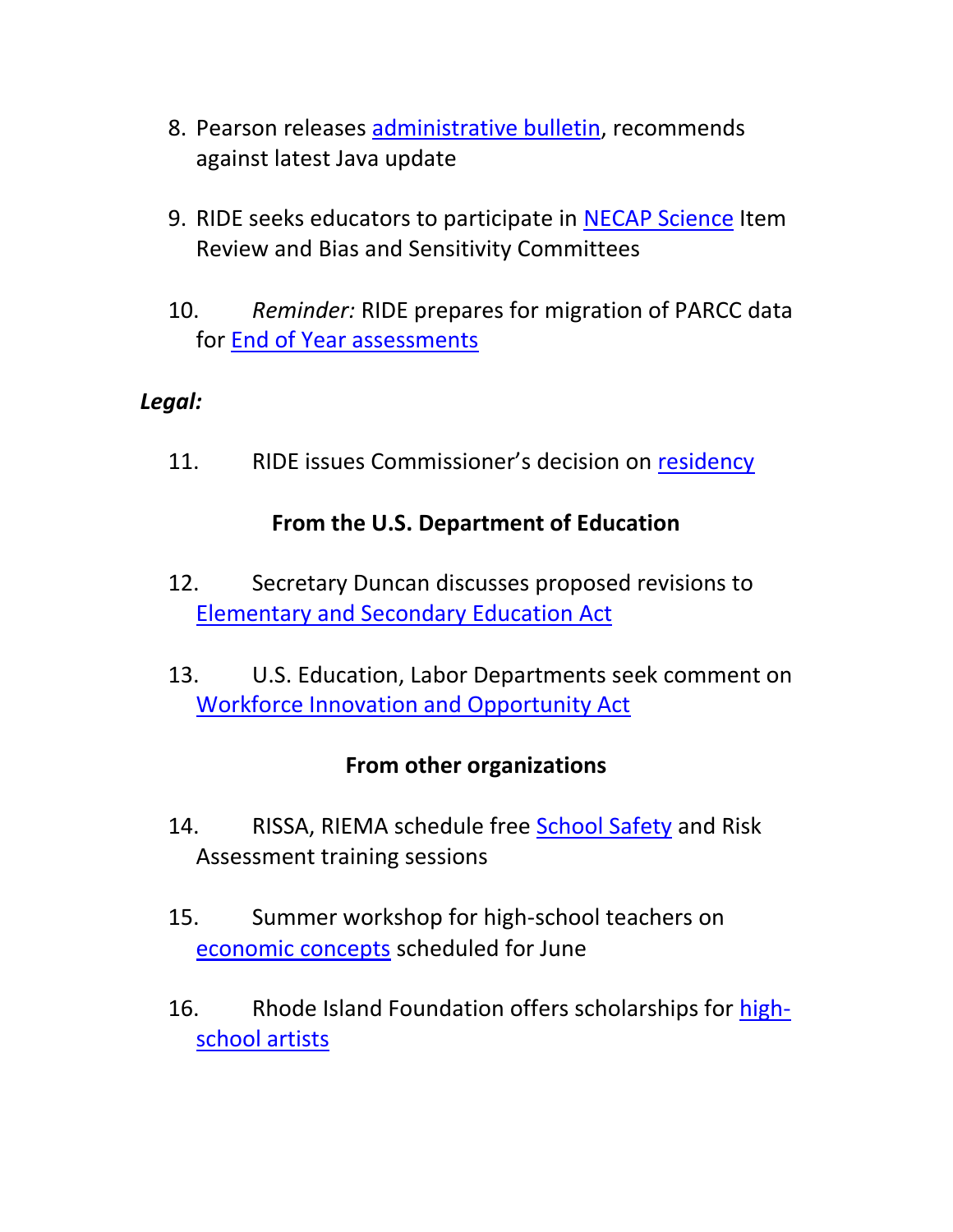8. Pearson releases administrative bulletin, recommends against latest Java update

9. RIDE seeks educators to participate in NECAP Science Item Review and Bias and Sensitivity Committees

10. *Reminder:* RIDE prepares for migration of PARCC data for End of Year assessments

***Legal:***

11. RIDE issues Commissioner's decision on residency

**From the U.S. Department of Education**

12. Secretary Duncan discusses proposed revisions to Elementary and Secondary Education Act

13. U.S. Education, Labor Departments seek comment on Workforce Innovation and Opportunity Act

**From other organizations**

14. RISSA, RIEMA schedule free School Safety and Risk Assessment training sessions

15. Summer workshop for high-school teachers on economic concepts scheduled for June

16. Rhode Island Foundation offers scholarships for high-school artists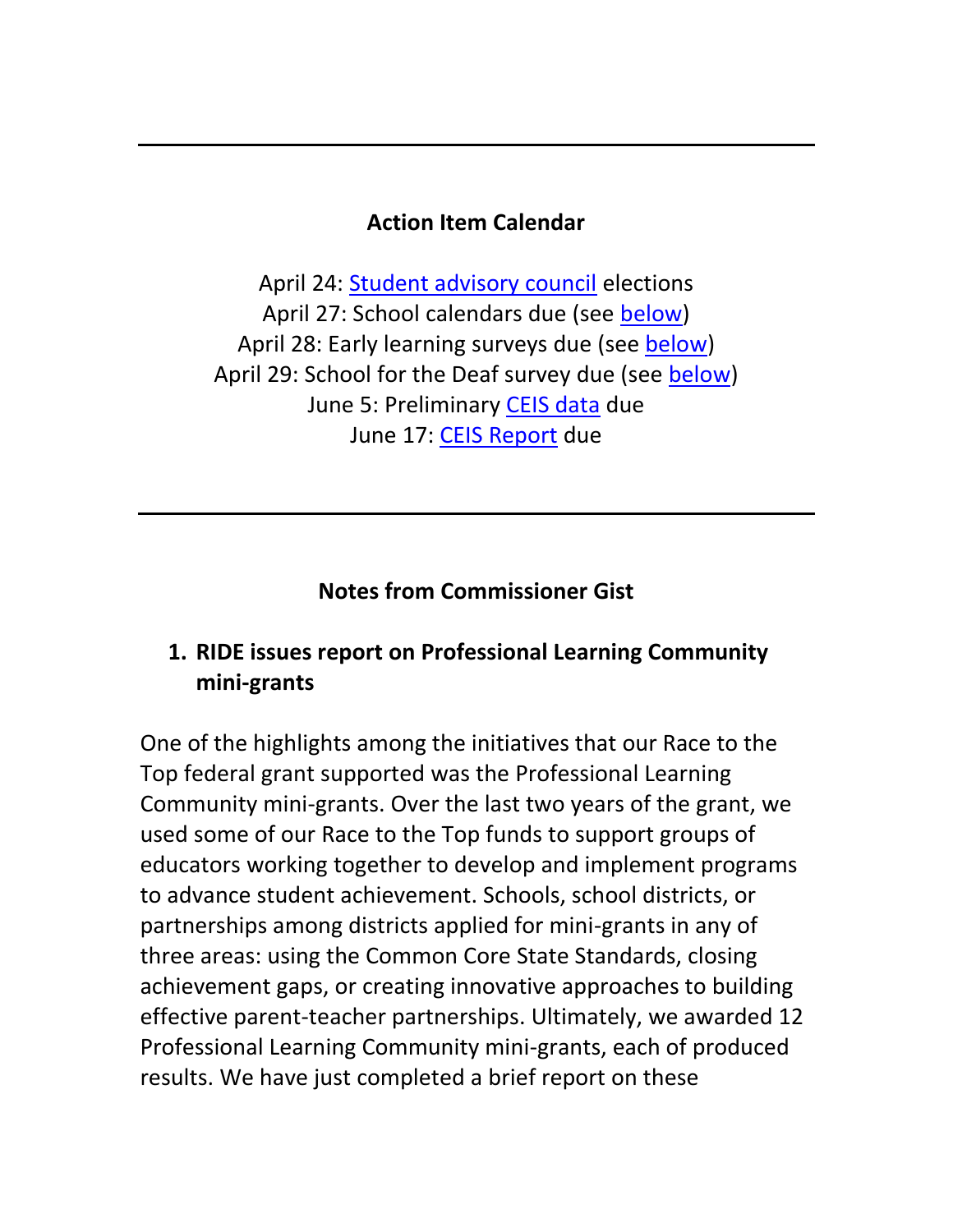---

**Action Item Calendar**

April 24: Student advisory council elections
April 27: School calendars due (see below)
April 28: Early learning surveys due (see below)
April 29: School for the Deaf survey due (see below)
June 5: Preliminary CEIS data due
June 17: CEIS Report due

---

**Notes from Commissioner Gist**

1. **RIDE issues report on Professional Learning Community mini-grants**

One of the highlights among the initiatives that our Race to the Top federal grant supported was the Professional Learning Community mini-grants. Over the last two years of the grant, we used some of our Race to the Top funds to support groups of educators working together to develop and implement programs to advance student achievement. Schools, school districts, or partnerships among districts applied for mini-grants in any of three areas: using the Common Core State Standards, closing achievement gaps, or creating innovative approaches to building effective parent-teacher partnerships. Ultimately, we awarded 12 Professional Learning Community mini-grants, each of produced results. We have just completed a brief report on these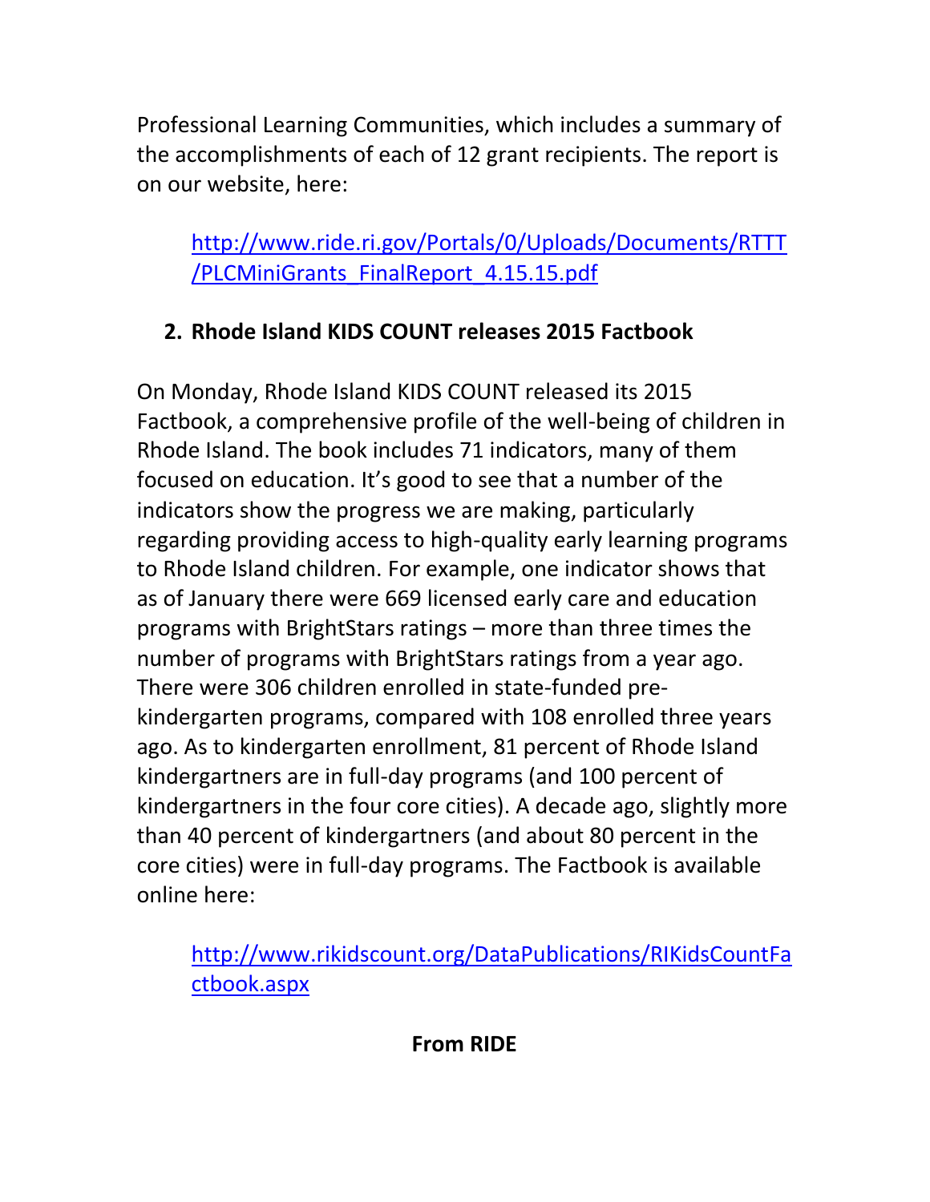Professional Learning Communities, which includes a summary of the accomplishments of each of 12 grant recipients. The report is on our website, here:

> http://www.ride.ri.gov/Portals/0/Uploads/Documents/RTTT/PLCMiniGrants_FinalReport_4.15.15.pdf

2. **Rhode Island KIDS COUNT releases 2015 Factbook**

On Monday, Rhode Island KIDS COUNT released its 2015 Factbook, a comprehensive profile of the well-being of children in Rhode Island. The book includes 71 indicators, many of them focused on education. It's good to see that a number of the indicators show the progress we are making, particularly regarding providing access to high-quality early learning programs to Rhode Island children. For example, one indicator shows that as of January there were 669 licensed early care and education programs with BrightStars ratings – more than three times the number of programs with BrightStars ratings from a year ago. There were 306 children enrolled in state-funded pre-kindergarten programs, compared with 108 enrolled three years ago. As to kindergarten enrollment, 81 percent of Rhode Island kindergartners are in full-day programs (and 100 percent of kindergartners in the four core cities). A decade ago, slightly more than 40 percent of kindergartners (and about 80 percent in the core cities) were in full-day programs. The Factbook is available online here:

> http://www.rikidscount.org/DataPublications/RIKidsCountFactbook.aspx

**From RIDE**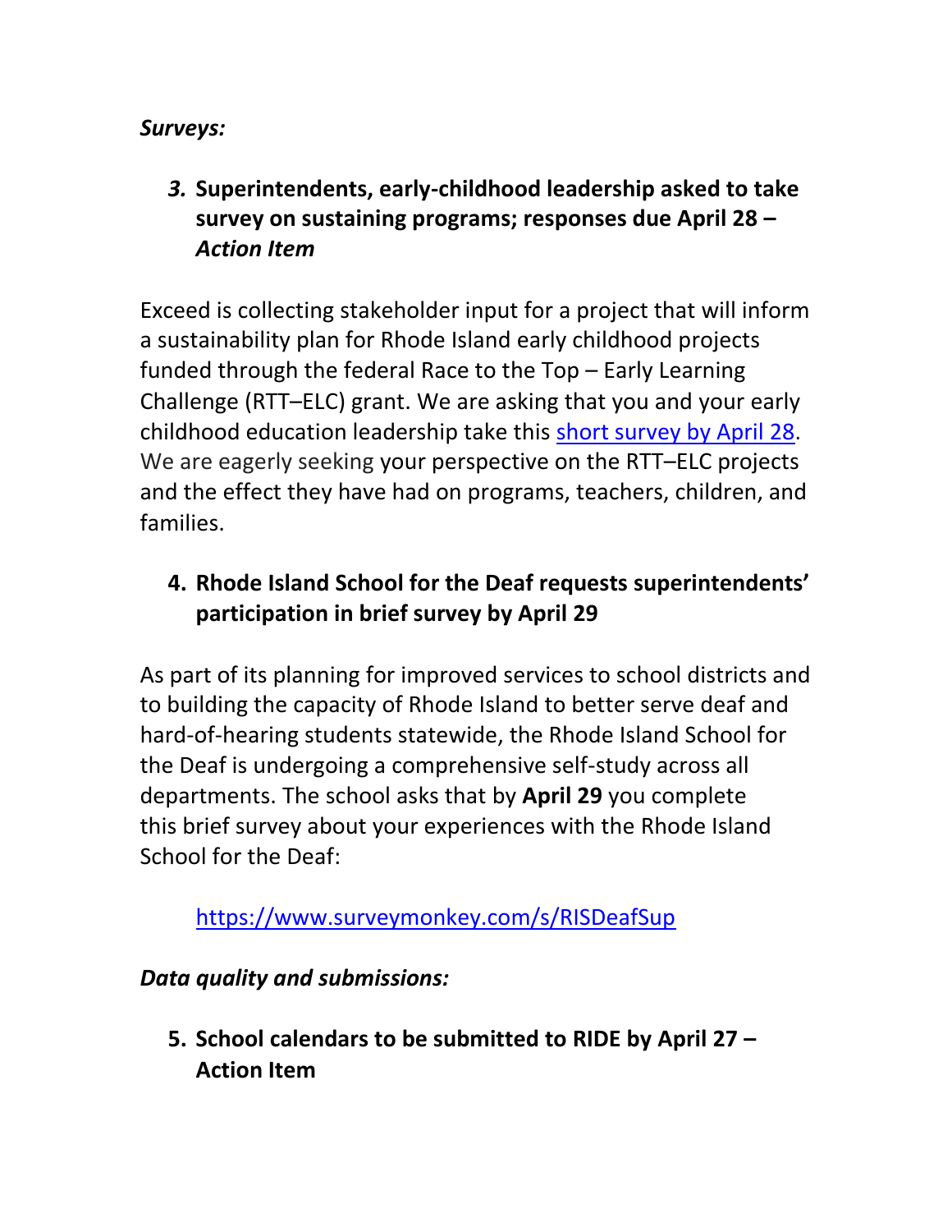***Surveys:***

3. **Superintendents, early-childhood leadership asked to take survey on sustaining programs; responses due April 28 – *Action Item***

Exceed is collecting stakeholder input for a project that will inform a sustainability plan for Rhode Island early childhood projects funded through the federal Race to the Top – Early Learning Challenge (RTT–ELC) grant. We are asking that you and your early childhood education leadership take this short survey by April 28. We are eagerly seeking your perspective on the RTT–ELC projects and the effect they have had on programs, teachers, children, and families.

4. **Rhode Island School for the Deaf requests superintendents' participation in brief survey by April 29**

As part of its planning for improved services to school districts and to building the capacity of Rhode Island to better serve deaf and hard-of-hearing students statewide, the Rhode Island School for the Deaf is undergoing a comprehensive self-study across all departments. The school asks that by **April 29** you complete this brief survey about your experiences with the Rhode Island School for the Deaf:

https://www.surveymonkey.com/s/RISDeafSup

***Data quality and submissions:***

5. **School calendars to be submitted to RIDE by April 27 – Action Item**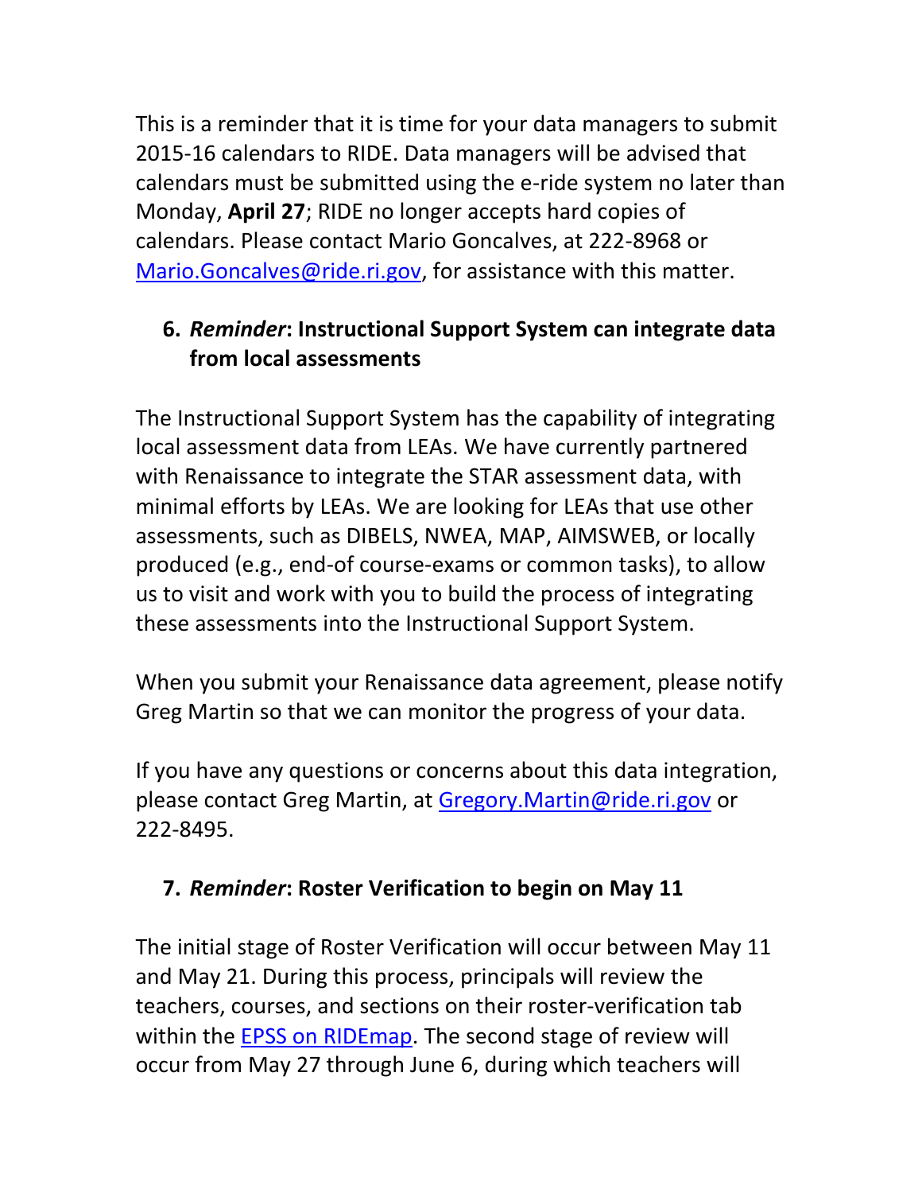This is a reminder that it is time for your data managers to submit 2015-16 calendars to RIDE. Data managers will be advised that calendars must be submitted using the e-ride system no later than Monday, **April 27**; RIDE no longer accepts hard copies of calendars. Please contact Mario Goncalves, at 222-8968 or [Mario.Goncalves@ride.ri.gov](mailto:Mario.Goncalves@ride.ri.gov), for assistance with this matter.

6. ***Reminder*: Instructional Support System can integrate data from local assessments**

The Instructional Support System has the capability of integrating local assessment data from LEAs. We have currently partnered with Renaissance to integrate the STAR assessment data, with minimal efforts by LEAs. We are looking for LEAs that use other assessments, such as DIBELS, NWEA, MAP, AIMSWEB, or locally produced (e.g., end-of course-exams or common tasks), to allow us to visit and work with you to build the process of integrating these assessments into the Instructional Support System.

When you submit your Renaissance data agreement, please notify Greg Martin so that we can monitor the progress of your data.

If you have any questions or concerns about this data integration, please contact Greg Martin, at [Gregory.Martin@ride.ri.gov](mailto:Gregory.Martin@ride.ri.gov) or 222-8495.

7. ***Reminder*: Roster Verification to begin on May 11**

The initial stage of Roster Verification will occur between May 11 and May 21. During this process, principals will review the teachers, courses, and sections on their roster-verification tab within the [EPSS on RIDEmap](#). The second stage of review will occur from May 27 through June 6, during which teachers will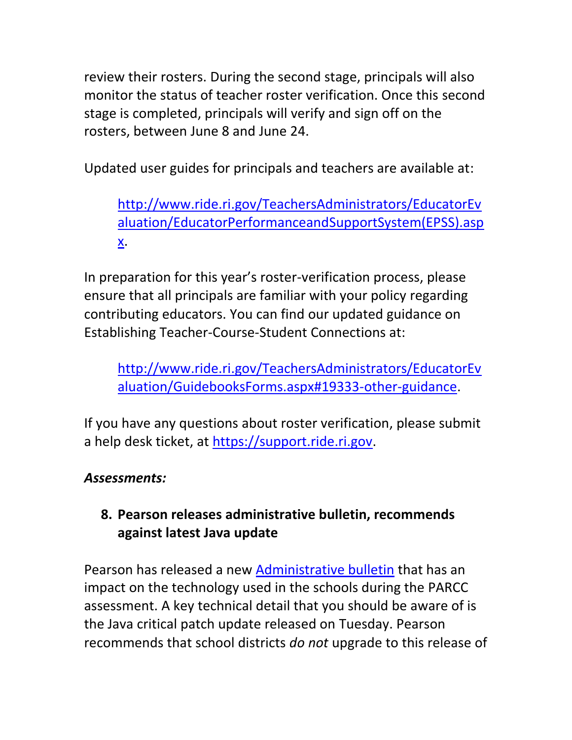review their rosters. During the second stage, principals will also monitor the status of teacher roster verification. Once this second stage is completed, principals will verify and sign off on the rosters, between June 8 and June 24.

Updated user guides for principals and teachers are available at:

> [http://www.ride.ri.gov/TeachersAdministrators/EducatorEvaluation/EducatorPerformanceandSupportSystem(EPSS).aspx](http://www.ride.ri.gov/TeachersAdministrators/EducatorEvaluation/EducatorPerformanceandSupportSystem(EPSS).aspx).

In preparation for this year's roster-verification process, please ensure that all principals are familiar with your policy regarding contributing educators. You can find our updated guidance on Establishing Teacher-Course-Student Connections at:

> [http://www.ride.ri.gov/TeachersAdministrators/EducatorEvaluation/GuidebooksForms.aspx#19333-other-guidance](http://www.ride.ri.gov/TeachersAdministrators/EducatorEvaluation/GuidebooksForms.aspx#19333-other-guidance).

If you have any questions about roster verification, please submit a help desk ticket, at [https://support.ride.ri.gov](https://support.ride.ri.gov).

***Assessments:***

8. **Pearson releases administrative bulletin, recommends against latest Java update**

Pearson has released a new [Administrative bulletin]() that has an impact on the technology used in the schools during the PARCC assessment. A key technical detail that you should be aware of is the Java critical patch update released on Tuesday. Pearson recommends that school districts *do not* upgrade to this release of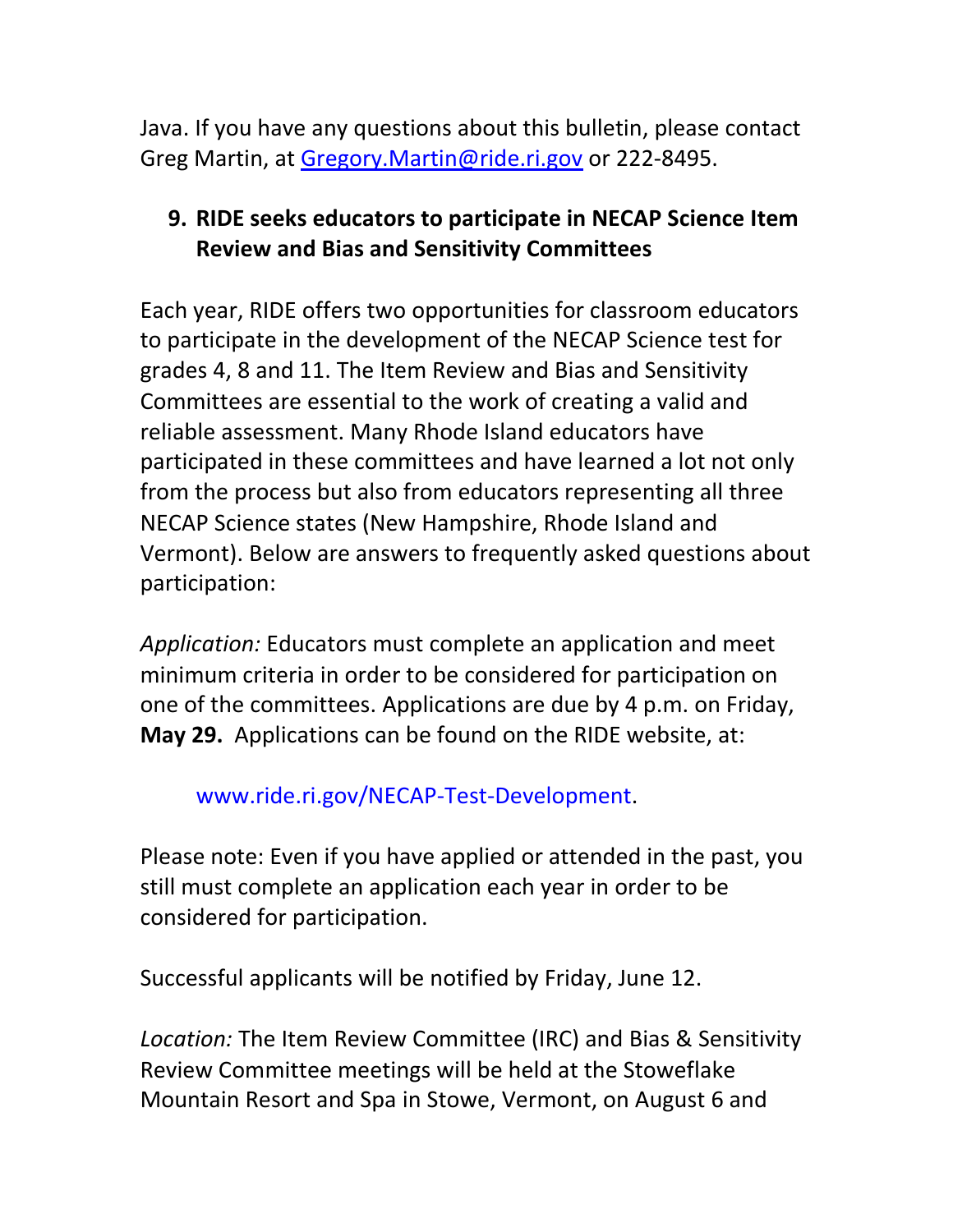Java. If you have any questions about this bulletin, please contact Greg Martin, at [Gregory.Martin@ride.ri.gov](mailto:Gregory.Martin@ride.ri.gov) or 222-8495.

## 9. RIDE seeks educators to participate in NECAP Science Item Review and Bias and Sensitivity Committees

Each year, RIDE offers two opportunities for classroom educators to participate in the development of the NECAP Science test for grades 4, 8 and 11. The Item Review and Bias and Sensitivity Committees are essential to the work of creating a valid and reliable assessment. Many Rhode Island educators have participated in these committees and have learned a lot not only from the process but also from educators representing all three NECAP Science states (New Hampshire, Rhode Island and Vermont). Below are answers to frequently asked questions about participation:

*Application:* Educators must complete an application and meet minimum criteria in order to be considered for participation on one of the committees. Applications are due by 4 p.m. on Friday, **May 29.** Applications can be found on the RIDE website, at:

www.ride.ri.gov/NECAP-Test-Development.

Please note: Even if you have applied or attended in the past, you still must complete an application each year in order to be considered for participation.

Successful applicants will be notified by Friday, June 12.

*Location:* The Item Review Committee (IRC) and Bias & Sensitivity Review Committee meetings will be held at the Stoweflake Mountain Resort and Spa in Stowe, Vermont, on August 6 and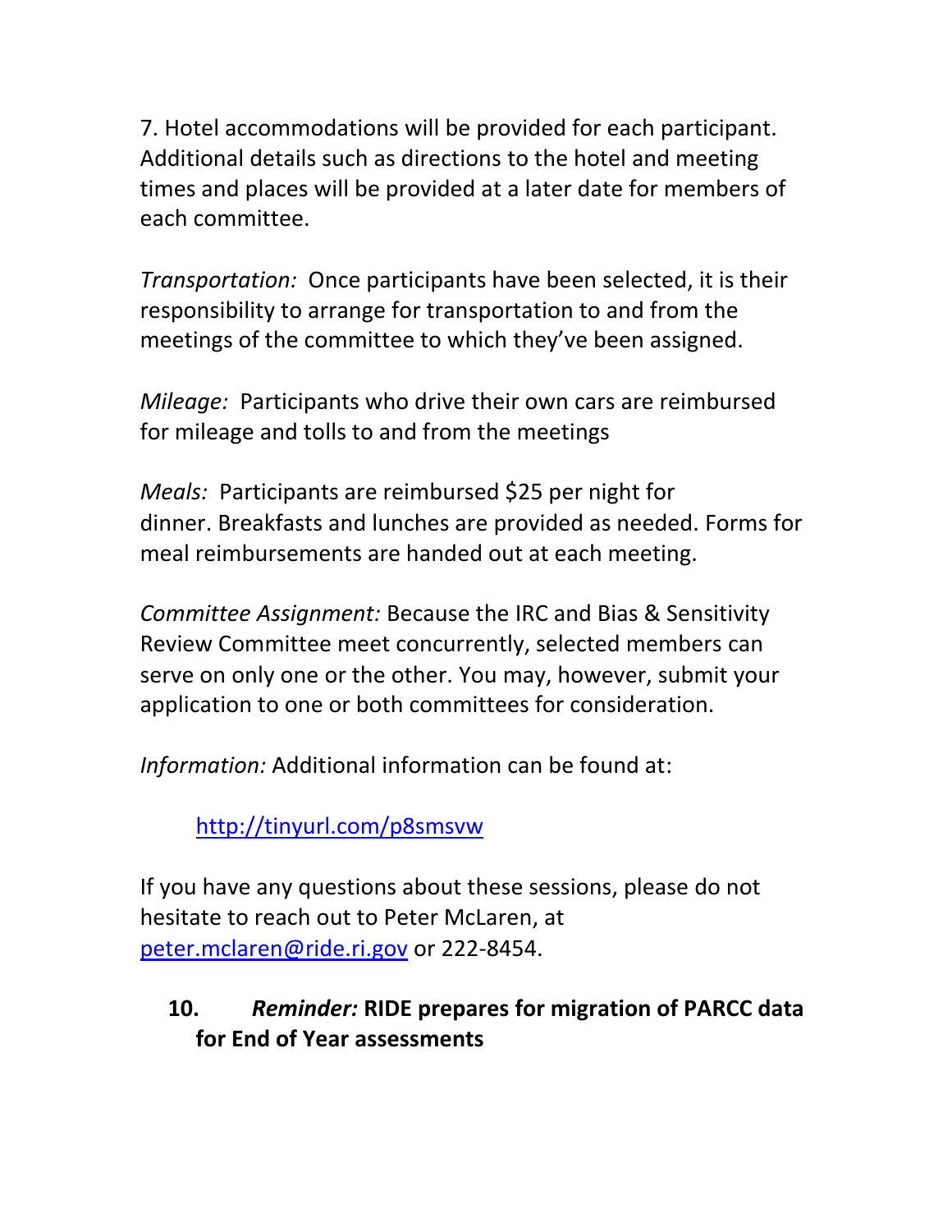7. Hotel accommodations will be provided for each participant. Additional details such as directions to the hotel and meeting times and places will be provided at a later date for members of each committee.

*Transportation:* Once participants have been selected, it is their responsibility to arrange for transportation to and from the meetings of the committee to which they've been assigned.

*Mileage:* Participants who drive their own cars are reimbursed for mileage and tolls to and from the meetings

*Meals:* Participants are reimbursed $25 per night for dinner. Breakfasts and lunches are provided as needed. Forms for meal reimbursements are handed out at each meeting.

*Committee Assignment:* Because the IRC and Bias & Sensitivity Review Committee meet concurrently, selected members can serve on only one or the other. You may, however, submit your application to one or both committees for consideration.

*Information:* Additional information can be found at:

> [http://tinyurl.com/p8smsvw](http://tinyurl.com/p8smsvw)

If you have any questions about these sessions, please do not hesitate to reach out to Peter McLaren, at [peter.mclaren@ride.ri.gov](mailto:peter.mclaren@ride.ri.gov) or 222-8454.

## 10. *Reminder:* RIDE prepares for migration of PARCC data for End of Year assessments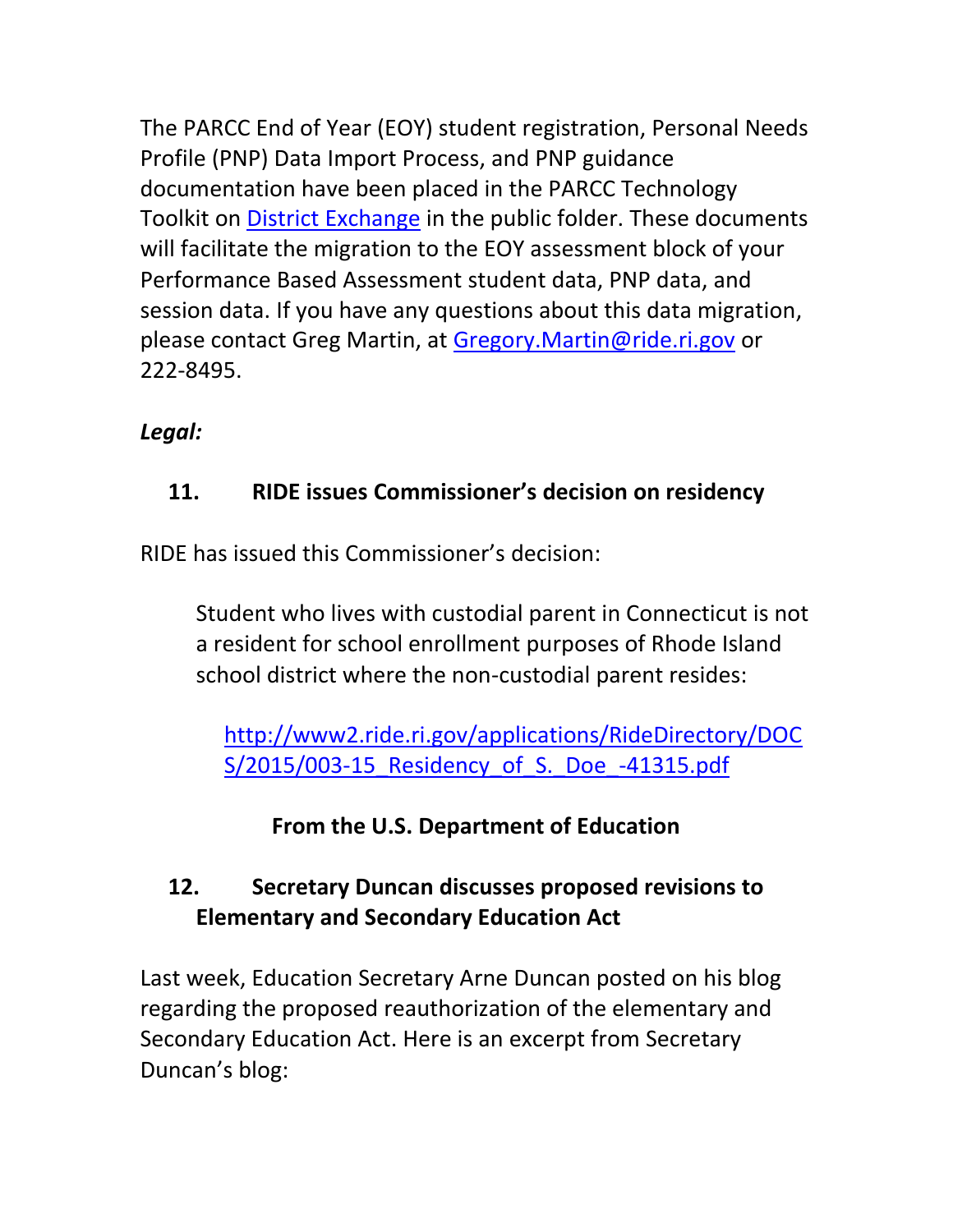The PARCC End of Year (EOY) student registration, Personal Needs Profile (PNP) Data Import Process, and PNP guidance documentation have been placed in the PARCC Technology Toolkit on [District Exchange]() in the public folder. These documents will facilitate the migration to the EOY assessment block of your Performance Based Assessment student data, PNP data, and session data. If you have any questions about this data migration, please contact Greg Martin, at [Gregory.Martin@ride.ri.gov](mailto:Gregory.Martin@ride.ri.gov) or 222-8495.

***Legal:***

### 11. RIDE issues Commissioner's decision on residency

RIDE has issued this Commissioner's decision:

> Student who lives with custodial parent in Connecticut is not a resident for school enrollment purposes of Rhode Island school district where the non-custodial parent resides:
>
> [http://www2.ride.ri.gov/applications/RideDirectory/DOCS/2015/003-15_Residency_of_S._Doe_-41315.pdf](http://www2.ride.ri.gov/applications/RideDirectory/DOCS/2015/003-15_Residency_of_S._Doe_-41315.pdf)

## From the U.S. Department of Education

### 12. Secretary Duncan discusses proposed revisions to Elementary and Secondary Education Act

Last week, Education Secretary Arne Duncan posted on his blog regarding the proposed reauthorization of the elementary and Secondary Education Act. Here is an excerpt from Secretary Duncan's blog: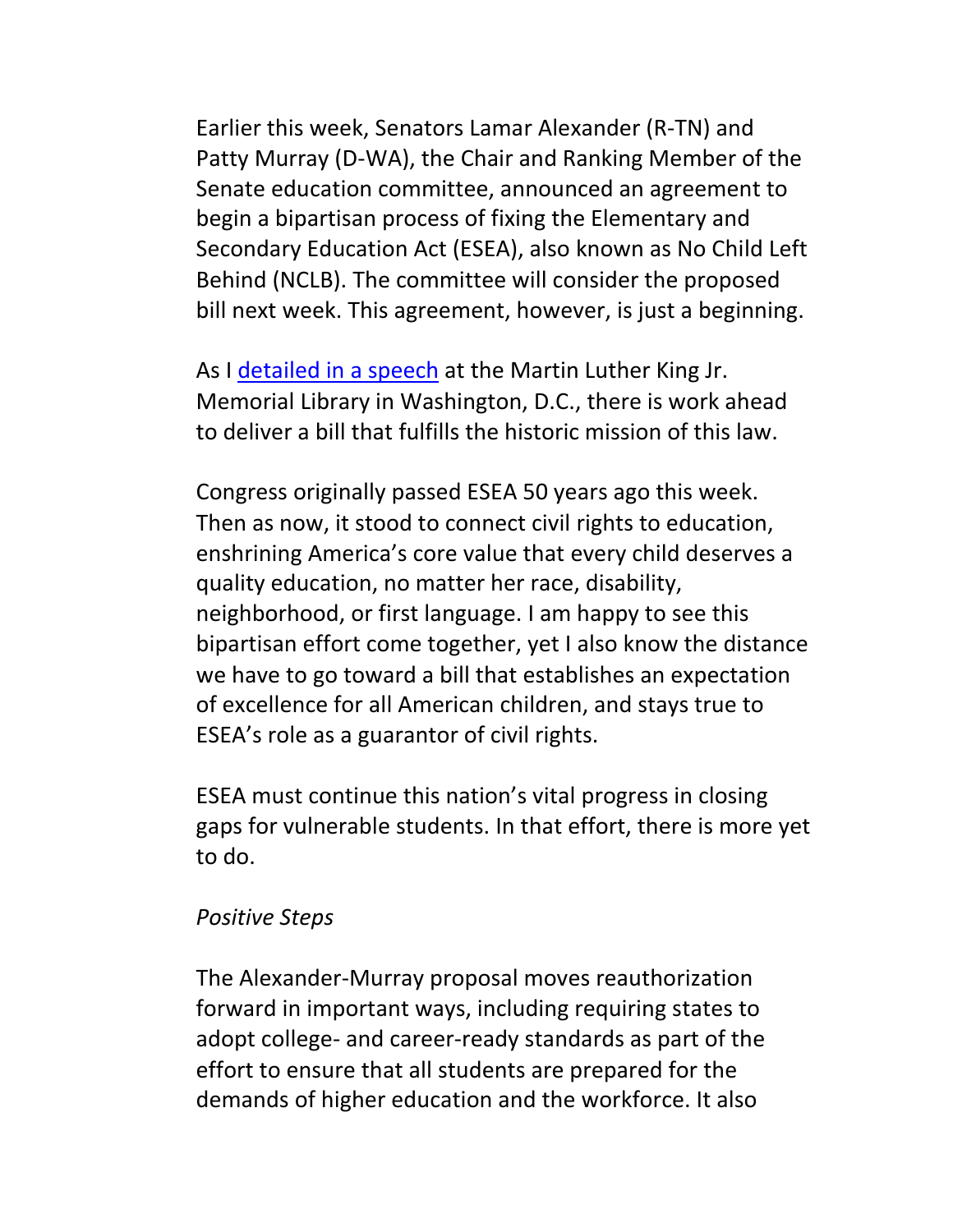Earlier this week, Senators Lamar Alexander (R-TN) and Patty Murray (D-WA), the Chair and Ranking Member of the Senate education committee, announced an agreement to begin a bipartisan process of fixing the Elementary and Secondary Education Act (ESEA), also known as No Child Left Behind (NCLB). The committee will consider the proposed bill next week. This agreement, however, is just a beginning.

As I detailed in a speech at the Martin Luther King Jr. Memorial Library in Washington, D.C., there is work ahead to deliver a bill that fulfills the historic mission of this law.

Congress originally passed ESEA 50 years ago this week. Then as now, it stood to connect civil rights to education, enshrining America's core value that every child deserves a quality education, no matter her race, disability, neighborhood, or first language. I am happy to see this bipartisan effort come together, yet I also know the distance we have to go toward a bill that establishes an expectation of excellence for all American children, and stays true to ESEA's role as a guarantor of civil rights.

ESEA must continue this nation's vital progress in closing gaps for vulnerable students. In that effort, there is more yet to do.

*Positive Steps*

The Alexander-Murray proposal moves reauthorization forward in important ways, including requiring states to adopt college- and career-ready standards as part of the effort to ensure that all students are prepared for the demands of higher education and the workforce. It also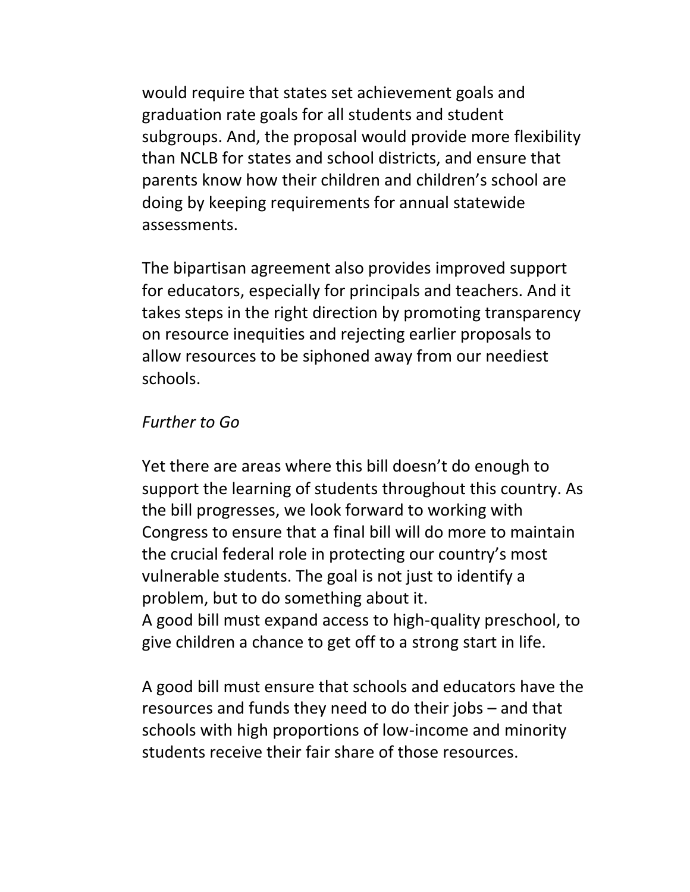would require that states set achievement goals and graduation rate goals for all students and student subgroups. And, the proposal would provide more flexibility than NCLB for states and school districts, and ensure that parents know how their children and children's school are doing by keeping requirements for annual statewide assessments.

The bipartisan agreement also provides improved support for educators, especially for principals and teachers. And it takes steps in the right direction by promoting transparency on resource inequities and rejecting earlier proposals to allow resources to be siphoned away from our neediest schools.

*Further to Go*

Yet there are areas where this bill doesn't do enough to support the learning of students throughout this country. As the bill progresses, we look forward to working with Congress to ensure that a final bill will do more to maintain the crucial federal role in protecting our country's most vulnerable students. The goal is not just to identify a problem, but to do something about it.

A good bill must expand access to high-quality preschool, to give children a chance to get off to a strong start in life.

A good bill must ensure that schools and educators have the resources and funds they need to do their jobs – and that schools with high proportions of low-income and minority students receive their fair share of those resources.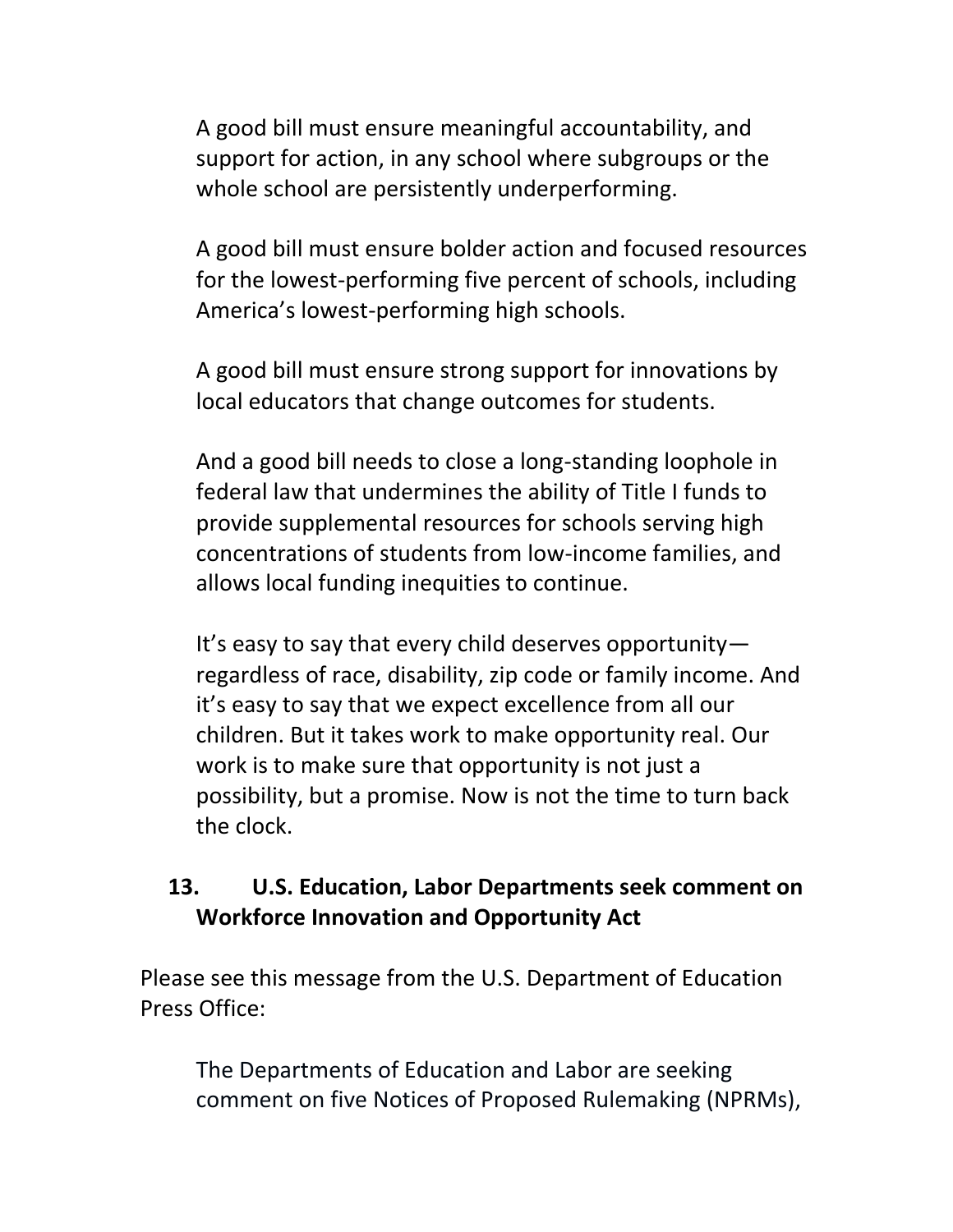A good bill must ensure meaningful accountability, and support for action, in any school where subgroups or the whole school are persistently underperforming.

A good bill must ensure bolder action and focused resources for the lowest-performing five percent of schools, including America's lowest-performing high schools.

A good bill must ensure strong support for innovations by local educators that change outcomes for students.

And a good bill needs to close a long-standing loophole in federal law that undermines the ability of Title I funds to provide supplemental resources for schools serving high concentrations of students from low-income families, and allows local funding inequities to continue.

It's easy to say that every child deserves opportunity—regardless of race, disability, zip code or family income. And it's easy to say that we expect excellence from all our children. But it takes work to make opportunity real. Our work is to make sure that opportunity is not just a possibility, but a promise. Now is not the time to turn back the clock.

## 13. U.S. Education, Labor Departments seek comment on Workforce Innovation and Opportunity Act

Please see this message from the U.S. Department of Education Press Office:

The Departments of Education and Labor are seeking comment on five Notices of Proposed Rulemaking (NPRMs),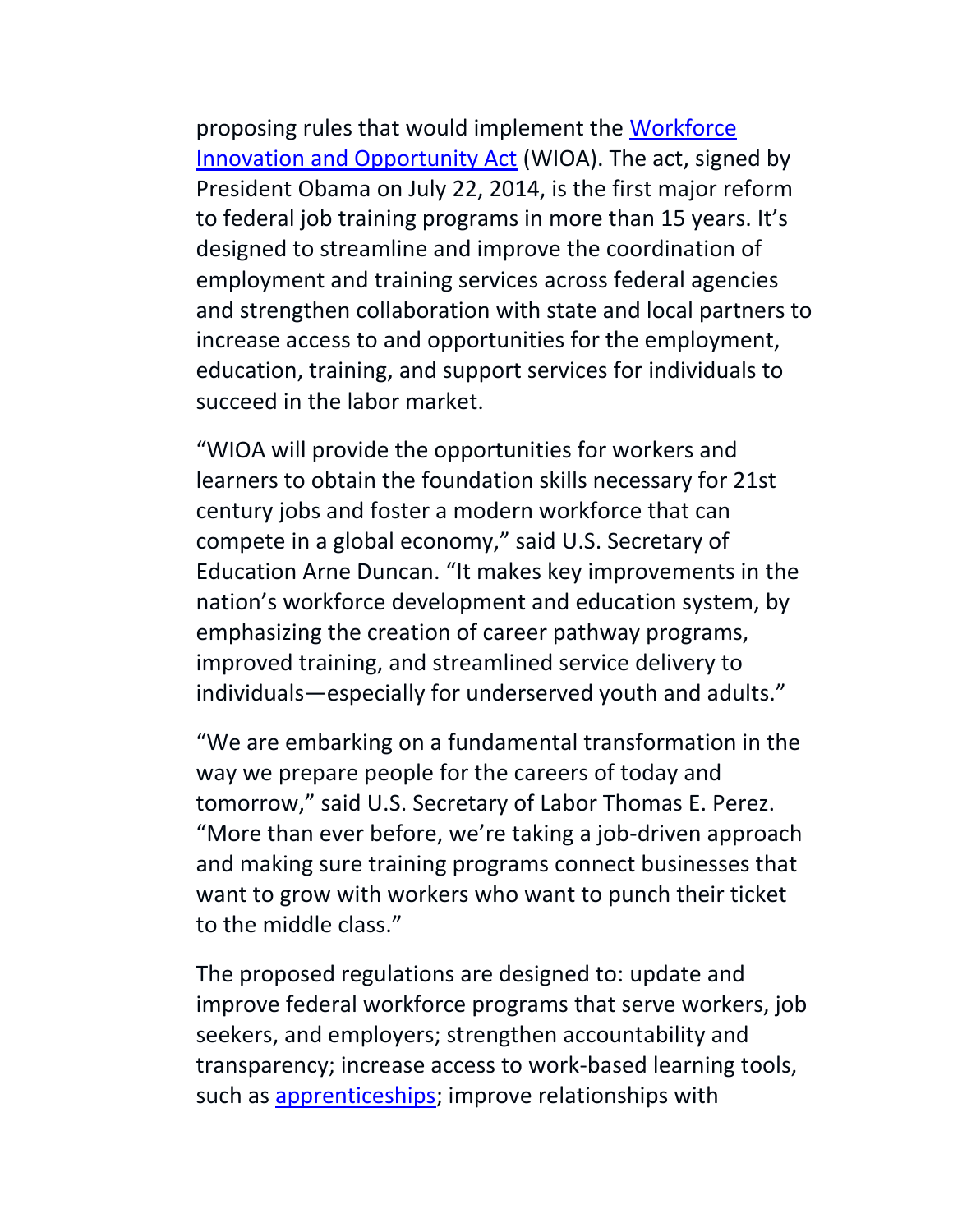proposing rules that would implement the Workforce Innovation and Opportunity Act (WIOA). The act, signed by President Obama on July 22, 2014, is the first major reform to federal job training programs in more than 15 years. It's designed to streamline and improve the coordination of employment and training services across federal agencies and strengthen collaboration with state and local partners to increase access to and opportunities for the employment, education, training, and support services for individuals to succeed in the labor market.

"WIOA will provide the opportunities for workers and learners to obtain the foundation skills necessary for 21st century jobs and foster a modern workforce that can compete in a global economy," said U.S. Secretary of Education Arne Duncan. "It makes key improvements in the nation's workforce development and education system, by emphasizing the creation of career pathway programs, improved training, and streamlined service delivery to individuals—especially for underserved youth and adults."

"We are embarking on a fundamental transformation in the way we prepare people for the careers of today and tomorrow," said U.S. Secretary of Labor Thomas E. Perez. "More than ever before, we're taking a job-driven approach and making sure training programs connect businesses that want to grow with workers who want to punch their ticket to the middle class."

The proposed regulations are designed to: update and improve federal workforce programs that serve workers, job seekers, and employers; strengthen accountability and transparency; increase access to work-based learning tools, such as apprenticeships; improve relationships with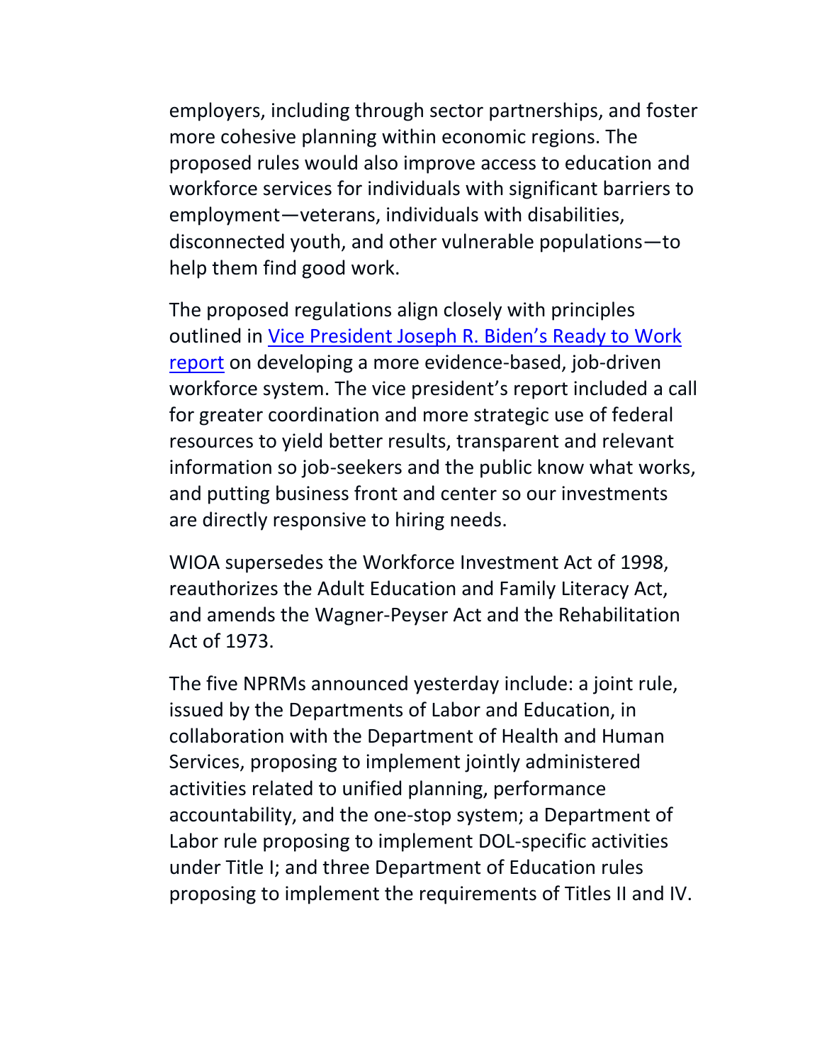employers, including through sector partnerships, and foster more cohesive planning within economic regions. The proposed rules would also improve access to education and workforce services for individuals with significant barriers to employment—veterans, individuals with disabilities, disconnected youth, and other vulnerable populations—to help them find good work.

The proposed regulations align closely with principles outlined in [Vice President Joseph R. Biden's Ready to Work report] on developing a more evidence-based, job-driven workforce system. The vice president's report included a call for greater coordination and more strategic use of federal resources to yield better results, transparent and relevant information so job-seekers and the public know what works, and putting business front and center so our investments are directly responsive to hiring needs.

WIOA supersedes the Workforce Investment Act of 1998, reauthorizes the Adult Education and Family Literacy Act, and amends the Wagner-Peyser Act and the Rehabilitation Act of 1973.

The five NPRMs announced yesterday include: a joint rule, issued by the Departments of Labor and Education, in collaboration with the Department of Health and Human Services, proposing to implement jointly administered activities related to unified planning, performance accountability, and the one-stop system; a Department of Labor rule proposing to implement DOL-specific activities under Title I; and three Department of Education rules proposing to implement the requirements of Titles II and IV.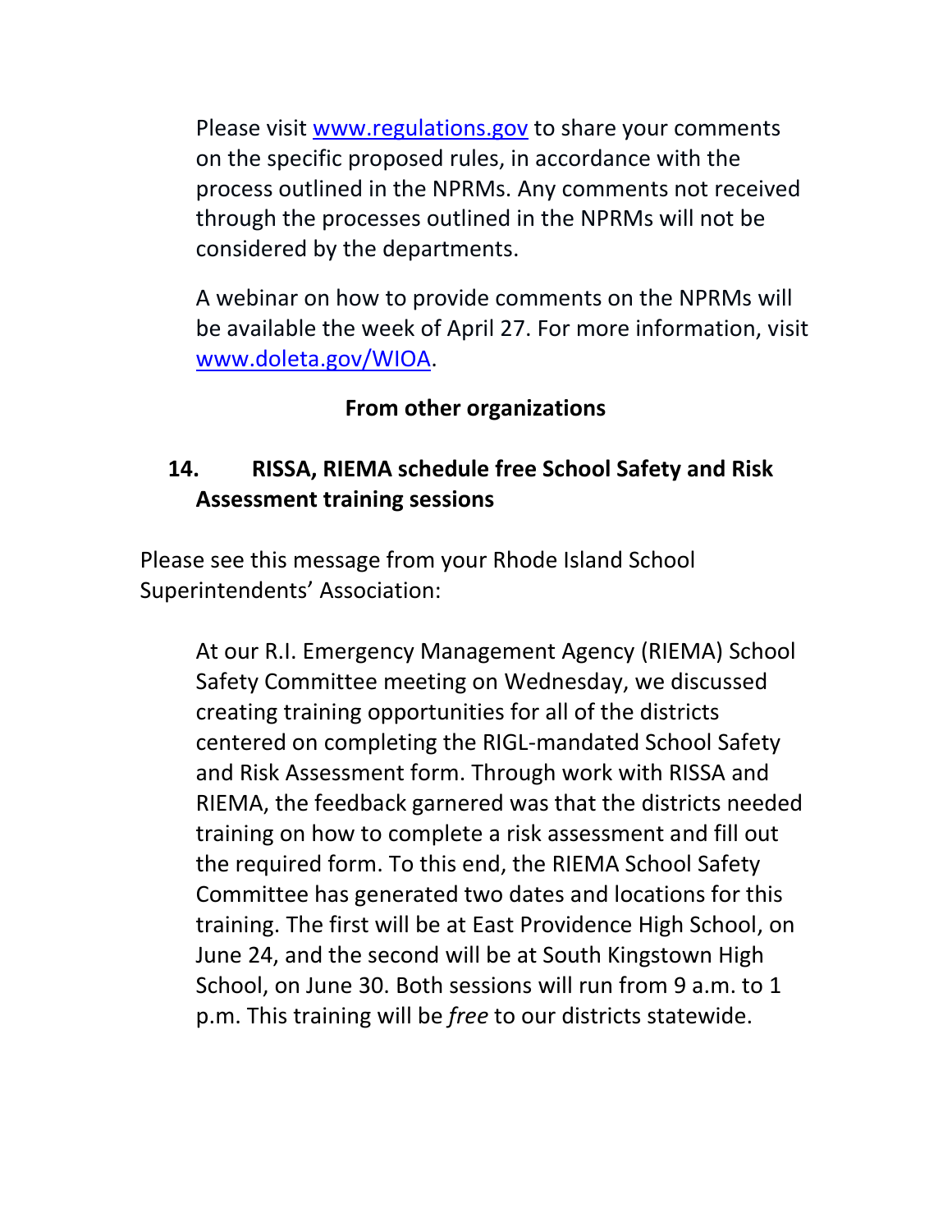Please visit [www.regulations.gov](http://www.regulations.gov) to share your comments on the specific proposed rules, in accordance with the process outlined in the NPRMs. Any comments not received through the processes outlined in the NPRMs will not be considered by the departments.

A webinar on how to provide comments on the NPRMs will be available the week of April 27. For more information, visit [www.doleta.gov/WIOA](http://www.doleta.gov/WIOA).

**From other organizations**

## 14. RISSA, RIEMA schedule free School Safety and Risk Assessment training sessions

Please see this message from your Rhode Island School Superintendents' Association:

At our R.I. Emergency Management Agency (RIEMA) School Safety Committee meeting on Wednesday, we discussed creating training opportunities for all of the districts centered on completing the RIGL-mandated School Safety and Risk Assessment form. Through work with RISSA and RIEMA, the feedback garnered was that the districts needed training on how to complete a risk assessment and fill out the required form. To this end, the RIEMA School Safety Committee has generated two dates and locations for this training. The first will be at East Providence High School, on June 24, and the second will be at South Kingstown High School, on June 30. Both sessions will run from 9 a.m. to 1 p.m. This training will be *free* to our districts statewide.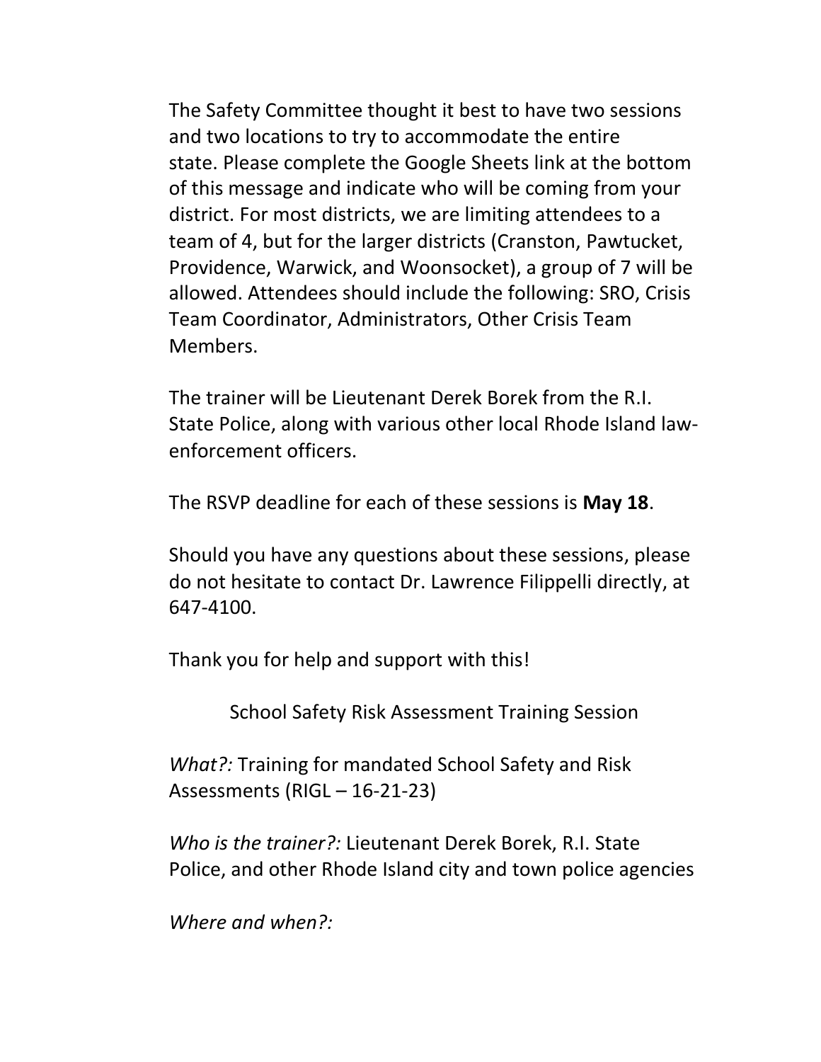The Safety Committee thought it best to have two sessions and two locations to try to accommodate the entire state. Please complete the Google Sheets link at the bottom of this message and indicate who will be coming from your district. For most districts, we are limiting attendees to a team of 4, but for the larger districts (Cranston, Pawtucket, Providence, Warwick, and Woonsocket), a group of 7 will be allowed. Attendees should include the following: SRO, Crisis Team Coordinator, Administrators, Other Crisis Team Members.

The trainer will be Lieutenant Derek Borek from the R.I. State Police, along with various other local Rhode Island law-enforcement officers.

The RSVP deadline for each of these sessions is **May 18**.

Should you have any questions about these sessions, please do not hesitate to contact Dr. Lawrence Filippelli directly, at 647-4100.

Thank you for help and support with this!

School Safety Risk Assessment Training Session

*What?:* Training for mandated School Safety and Risk Assessments (RIGL – 16-21-23)

*Who is the trainer?:* Lieutenant Derek Borek, R.I. State Police, and other Rhode Island city and town police agencies

*Where and when?:*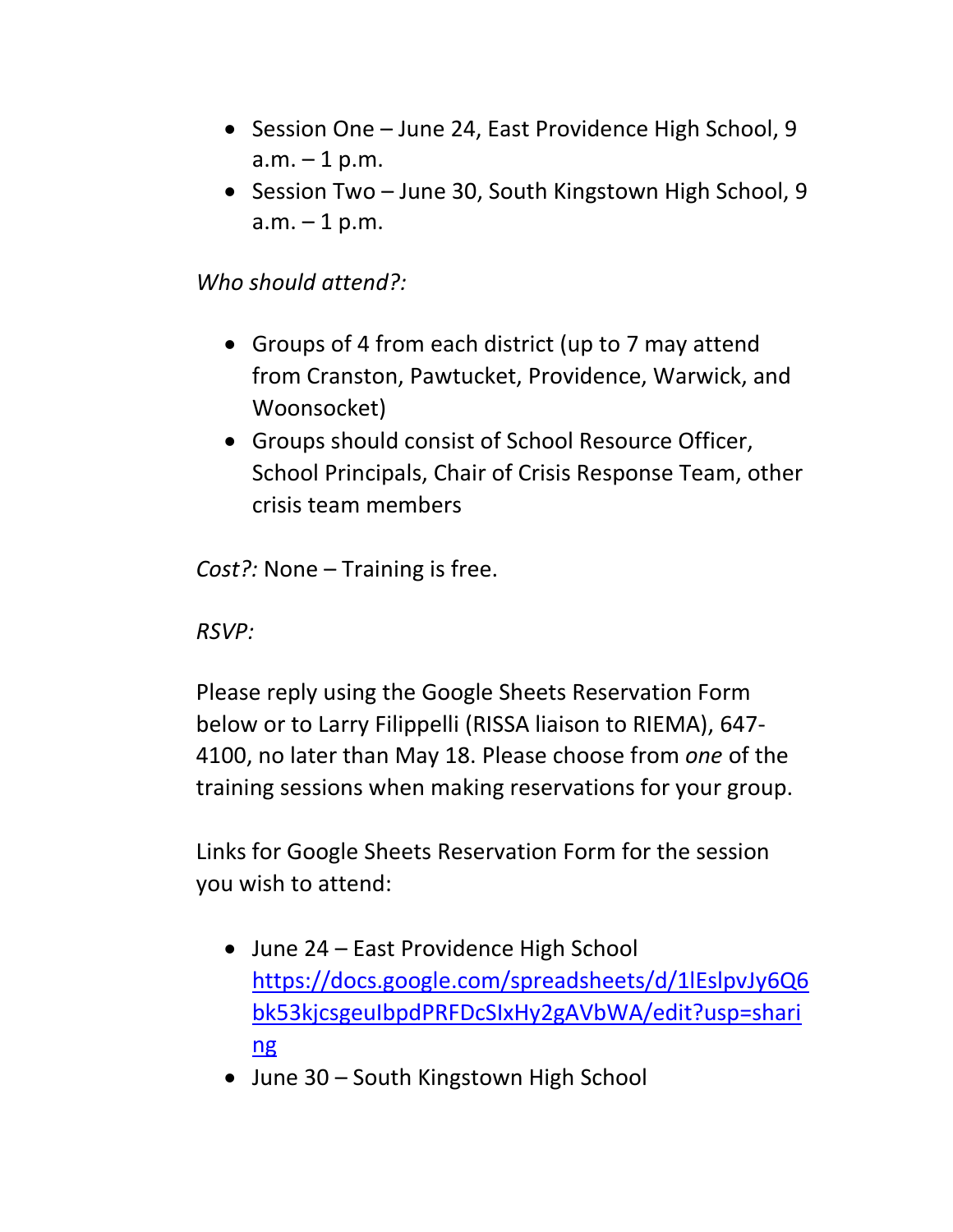- Session One – June 24, East Providence High School, 9 a.m. – 1 p.m.
- Session Two – June 30, South Kingstown High School, 9 a.m. – 1 p.m.

*Who should attend?:*

- Groups of 4 from each district (up to 7 may attend from Cranston, Pawtucket, Providence, Warwick, and Woonsocket)
- Groups should consist of School Resource Officer, School Principals, Chair of Crisis Response Team, other crisis team members

*Cost?:* None – Training is free.

*RSVP:*

Please reply using the Google Sheets Reservation Form below or to Larry Filippelli (RISSA liaison to RIEMA), 647-4100, no later than May 18. Please choose from *one* of the training sessions when making reservations for your group.

Links for Google Sheets Reservation Form for the session you wish to attend:

- June 24 – East Providence High School https://docs.google.com/spreadsheets/d/1lEslpvJy6Q6bk53kjcsgeuIbpdPRFDcSIxHy2gAVbWA/edit?usp=sharing
- June 30 – South Kingstown High School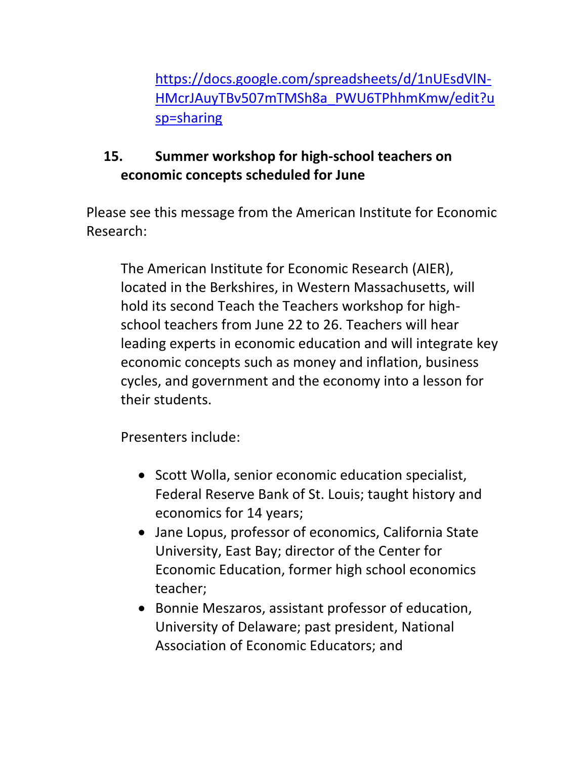https://docs.google.com/spreadsheets/d/1nUEsdVlN-HMcrJAuyTBv507mTMSh8a_PWU6TPhhmKmw/edit?usp=sharing

## 15. Summer workshop for high-school teachers on economic concepts scheduled for June

Please see this message from the American Institute for Economic Research:

> The American Institute for Economic Research (AIER), located in the Berkshires, in Western Massachusetts, will hold its second Teach the Teachers workshop for high-school teachers from June 22 to 26. Teachers will hear leading experts in economic education and will integrate key economic concepts such as money and inflation, business cycles, and government and the economy into a lesson for their students.
>
> Presenters include:
>
> - Scott Wolla, senior economic education specialist, Federal Reserve Bank of St. Louis; taught history and economics for 14 years;
> - Jane Lopus, professor of economics, California State University, East Bay; director of the Center for Economic Education, former high school economics teacher;
> - Bonnie Meszaros, assistant professor of education, University of Delaware; past president, National Association of Economic Educators; and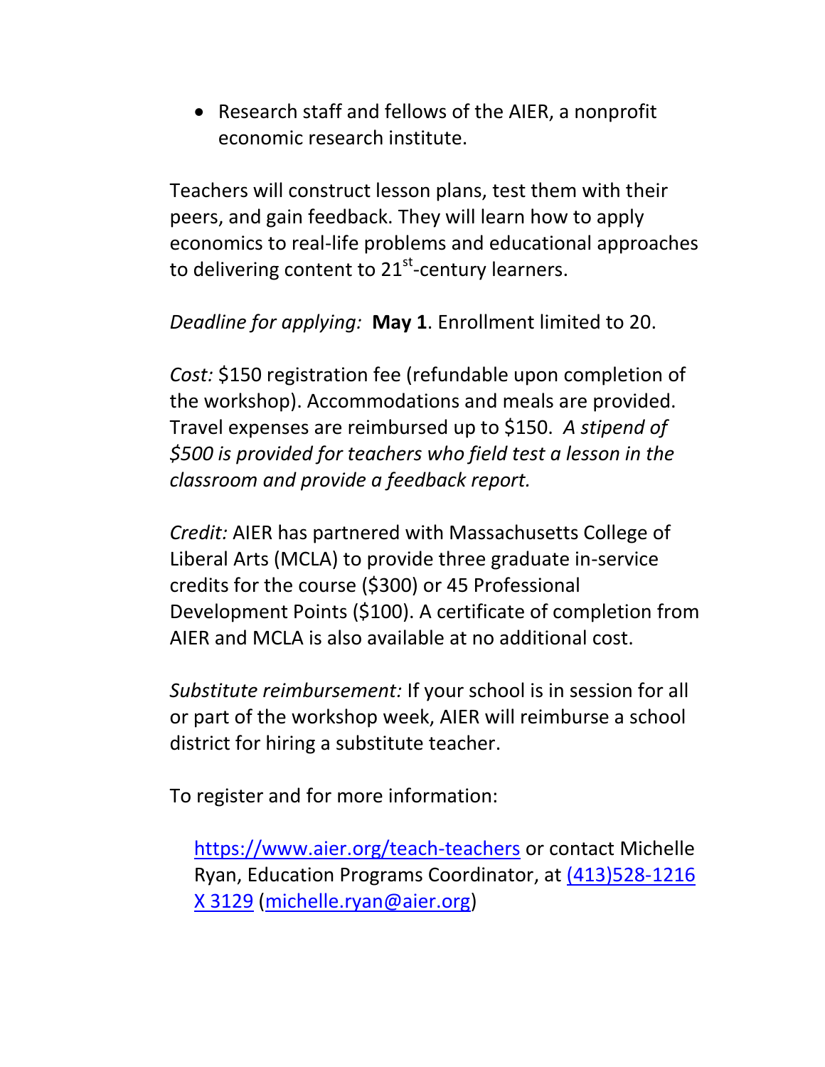- Research staff and fellows of the AIER, a nonprofit economic research institute.

Teachers will construct lesson plans, test them with their peers, and gain feedback. They will learn how to apply economics to real-life problems and educational approaches to delivering content to 21st-century learners.

*Deadline for applying:* **May 1**. Enrollment limited to 20.

*Cost:* $150 registration fee (refundable upon completion of the workshop). Accommodations and meals are provided. Travel expenses are reimbursed up to $150. *A stipend of $500 is provided for teachers who field test a lesson in the classroom and provide a feedback report.*

*Credit:* AIER has partnered with Massachusetts College of Liberal Arts (MCLA) to provide three graduate in-service credits for the course ($300) or 45 Professional Development Points ($100). A certificate of completion from AIER and MCLA is also available at no additional cost.

*Substitute reimbursement:* If your school is in session for all or part of the workshop week, AIER will reimburse a school district for hiring a substitute teacher.

To register and for more information:

https://www.aier.org/teach-teachers or contact Michelle Ryan, Education Programs Coordinator, at (413)528-1216 X 3129 (michelle.ryan@aier.org)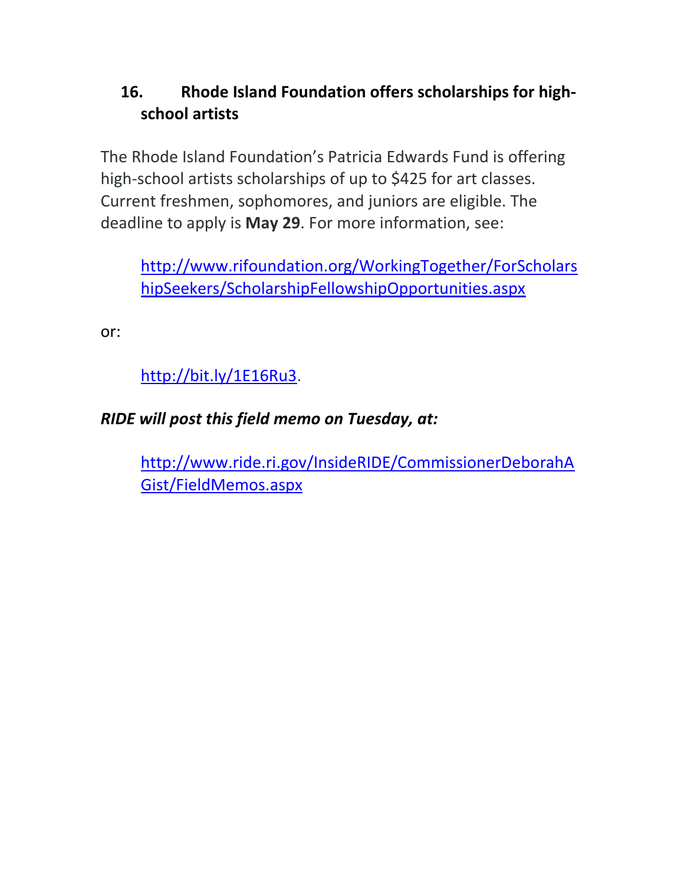## 16. Rhode Island Foundation offers scholarships for high-school artists

The Rhode Island Foundation's Patricia Edwards Fund is offering high-school artists scholarships of up to $425 for art classes. Current freshmen, sophomores, and juniors are eligible. The deadline to apply is **May 29**. For more information, see:

> http://www.rifoundation.org/WorkingTogether/ForScholarshipSeekers/ScholarshipFellowshipOpportunities.aspx

or:

> http://bit.ly/1E16Ru3.

***RIDE will post this field memo on Tuesday, at:***

> http://www.ride.ri.gov/InsideRIDE/CommissionerDeborahAGist/FieldMemos.aspx